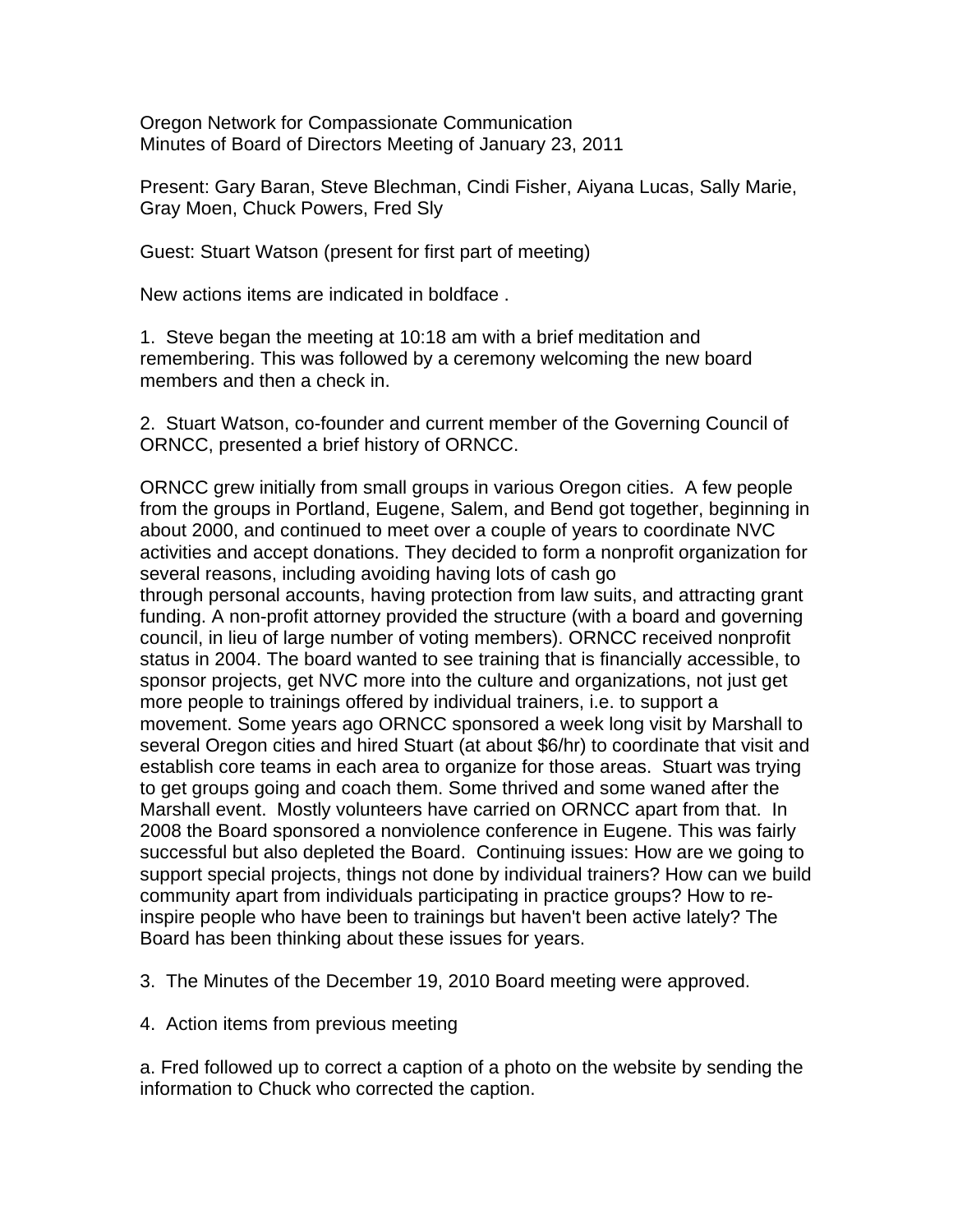Oregon Network for Compassionate Communication
Minutes of Board of Directors Meeting of January 23, 2011

Present: Gary Baran, Steve Blechman, Cindi Fisher, Aiyana Lucas, Sally Marie, Gray Moen, Chuck Powers, Fred Sly

Guest: Stuart Watson (present for first part of meeting)

New actions items are indicated in boldface .

1. Steve began the meeting at 10:18 am with a brief meditation and remembering. This was followed by a ceremony welcoming the new board members and then a check in.

2. Stuart Watson, co-founder and current member of the Governing Council of ORNCC, presented a brief history of ORNCC.

ORNCC grew initially from small groups in various Oregon cities. A few people from the groups in Portland, Eugene, Salem, and Bend got together, beginning in about 2000, and continued to meet over a couple of years to coordinate NVC activities and accept donations. They decided to form a nonprofit organization for several reasons, including avoiding having lots of cash go through personal accounts, having protection from law suits, and attracting grant funding. A non-profit attorney provided the structure (with a board and governing council, in lieu of large number of voting members). ORNCC received nonprofit status in 2004. The board wanted to see training that is financially accessible, to sponsor projects, get NVC more into the culture and organizations, not just get more people to trainings offered by individual trainers, i.e. to support a movement. Some years ago ORNCC sponsored a week long visit by Marshall to several Oregon cities and hired Stuart (at about $6/hr) to coordinate that visit and establish core teams in each area to organize for those areas. Stuart was trying to get groups going and coach them. Some thrived and some waned after the Marshall event. Mostly volunteers have carried on ORNCC apart from that. In 2008 the Board sponsored a nonviolence conference in Eugene. This was fairly successful but also depleted the Board. Continuing issues: How are we going to support special projects, things not done by individual trainers? How can we build community apart from individuals participating in practice groups? How to re-inspire people who have been to trainings but haven't been active lately? The Board has been thinking about these issues for years.

3. The Minutes of the December 19, 2010 Board meeting were approved.

4. Action items from previous meeting

a. Fred followed up to correct a caption of a photo on the website by sending the information to Chuck who corrected the caption.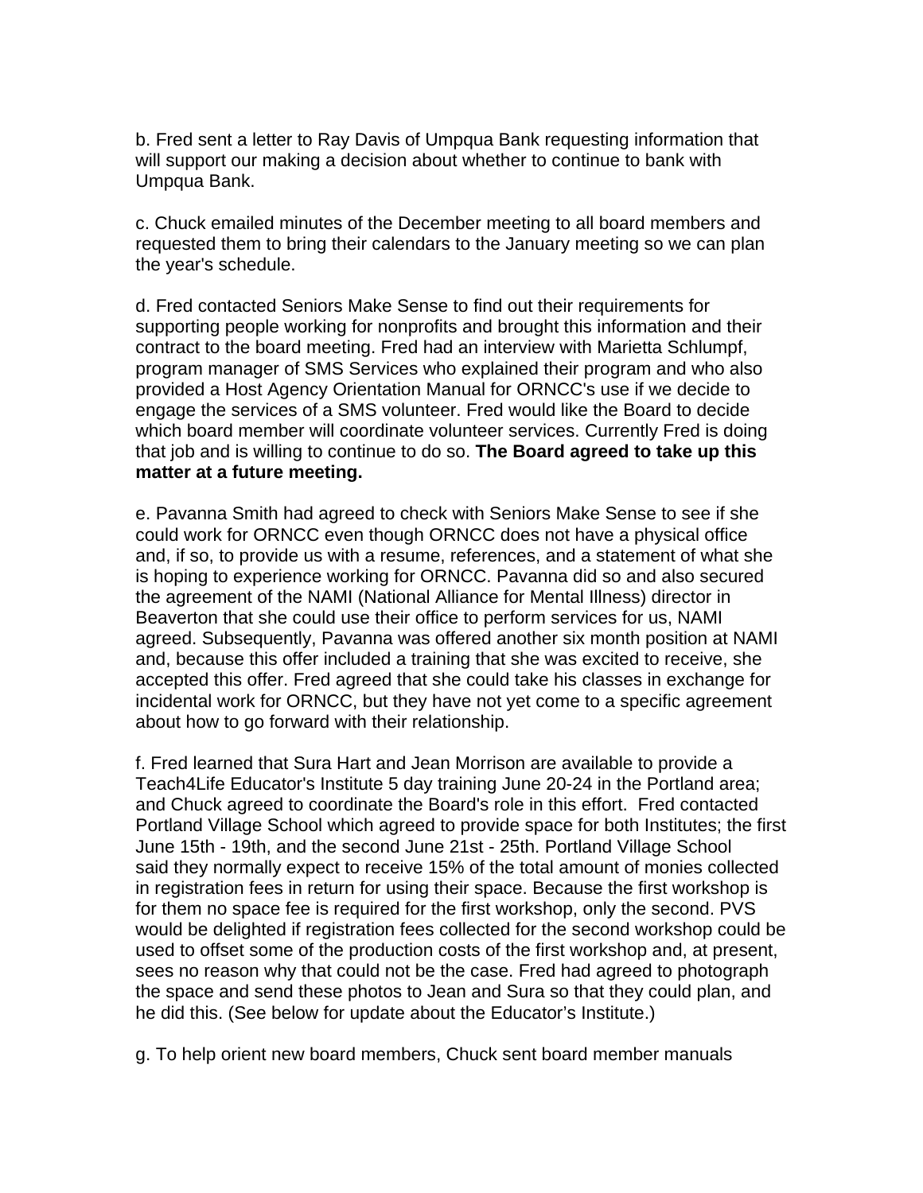b. Fred sent a letter to Ray Davis of Umpqua Bank requesting information that will support our making a decision about whether to continue to bank with Umpqua Bank.

c. Chuck emailed minutes of the December meeting to all board members and requested them to bring their calendars to the January meeting so we can plan the year's schedule.

d. Fred contacted Seniors Make Sense to find out their requirements for supporting people working for nonprofits and brought this information and their contract to the board meeting. Fred had an interview with Marietta Schlumpf, program manager of SMS Services who explained their program and who also provided a Host Agency Orientation Manual for ORNCC's use if we decide to engage the services of a SMS volunteer. Fred would like the Board to decide which board member will coordinate volunteer services. Currently Fred is doing that job and is willing to continue to do so. **The Board agreed to take up this matter at a future meeting.**

e. Pavanna Smith had agreed to check with Seniors Make Sense to see if she could work for ORNCC even though ORNCC does not have a physical office and, if so, to provide us with a resume, references, and a statement of what she is hoping to experience working for ORNCC. Pavanna did so and also secured the agreement of the NAMI (National Alliance for Mental Illness) director in Beaverton that she could use their office to perform services for us, NAMI agreed. Subsequently, Pavanna was offered another six month position at NAMI and, because this offer included a training that she was excited to receive, she accepted this offer. Fred agreed that she could take his classes in exchange for incidental work for ORNCC, but they have not yet come to a specific agreement about how to go forward with their relationship.

f. Fred learned that Sura Hart and Jean Morrison are available to provide a Teach4Life Educator's Institute 5 day training June 20-24 in the Portland area; and Chuck agreed to coordinate the Board's role in this effort. Fred contacted Portland Village School which agreed to provide space for both Institutes; the first June 15th - 19th, and the second June 21st - 25th. Portland Village School said they normally expect to receive 15% of the total amount of monies collected in registration fees in return for using their space. Because the first workshop is for them no space fee is required for the first workshop, only the second. PVS would be delighted if registration fees collected for the second workshop could be used to offset some of the production costs of the first workshop and, at present, sees no reason why that could not be the case. Fred had agreed to photograph the space and send these photos to Jean and Sura so that they could plan, and he did this. (See below for update about the Educator's Institute.)

g. To help orient new board members, Chuck sent board member manuals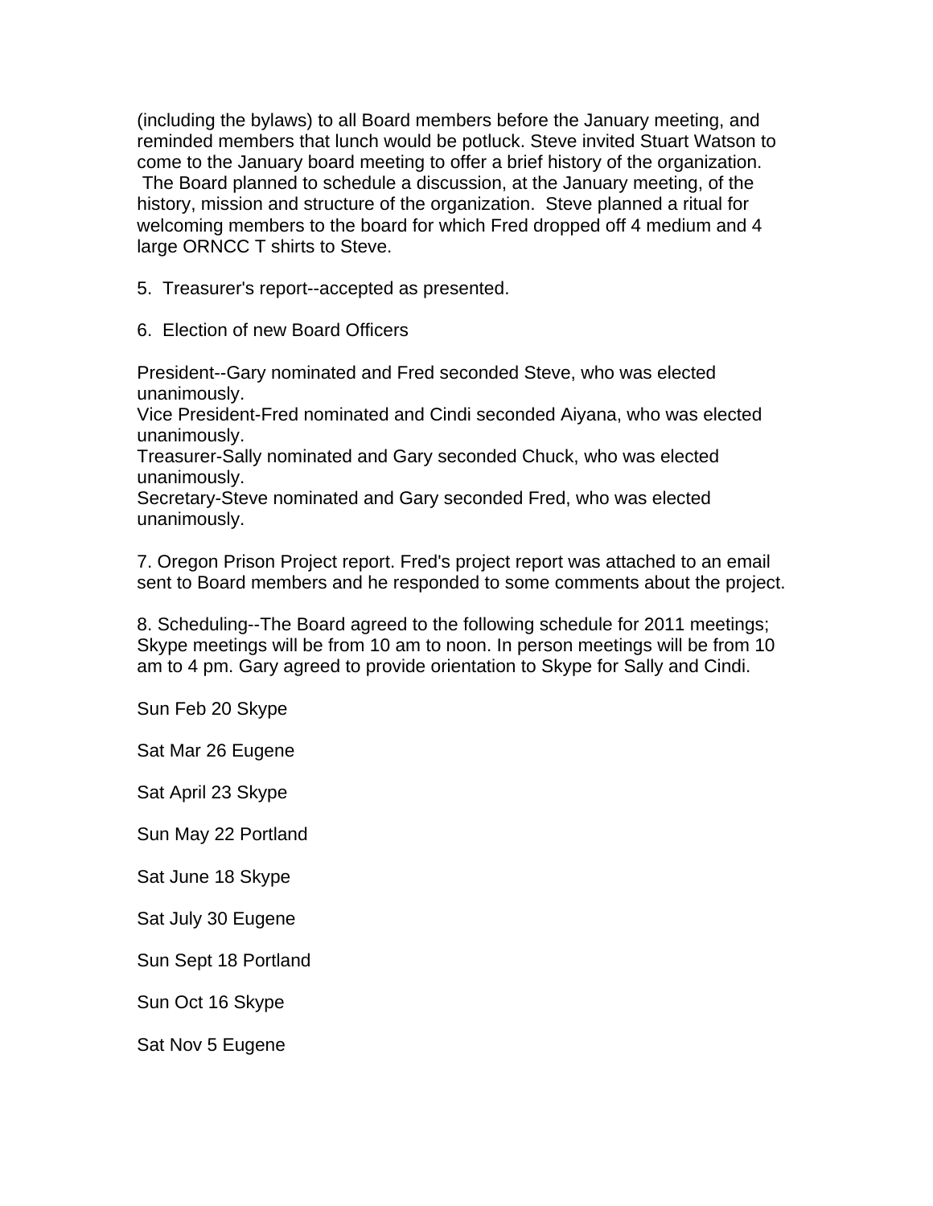(including the bylaws) to all Board members before the January meeting, and reminded members that lunch would be potluck. Steve invited Stuart Watson to come to the January board meeting to offer a brief history of the organization. The Board planned to schedule a discussion, at the January meeting, of the history, mission and structure of the organization. Steve planned a ritual for welcoming members to the board for which Fred dropped off 4 medium and 4 large ORNCC T shirts to Steve.

5. Treasurer's report--accepted as presented.

6. Election of new Board Officers

President--Gary nominated and Fred seconded Steve, who was elected unanimously.
Vice President-Fred nominated and Cindi seconded Aiyana, who was elected unanimously.
Treasurer-Sally nominated and Gary seconded Chuck, who was elected unanimously.
Secretary-Steve nominated and Gary seconded Fred, who was elected unanimously.

7. Oregon Prison Project report. Fred's project report was attached to an email sent to Board members and he responded to some comments about the project.

8. Scheduling--The Board agreed to the following schedule for 2011 meetings; Skype meetings will be from 10 am to noon. In person meetings will be from 10 am to 4 pm. Gary agreed to provide orientation to Skype for Sally and Cindi.

Sun Feb 20 Skype

Sat Mar 26 Eugene

Sat April 23 Skype

Sun May 22 Portland

Sat June 18 Skype

Sat July 30 Eugene

Sun Sept 18 Portland

Sun Oct 16 Skype

Sat Nov 5 Eugene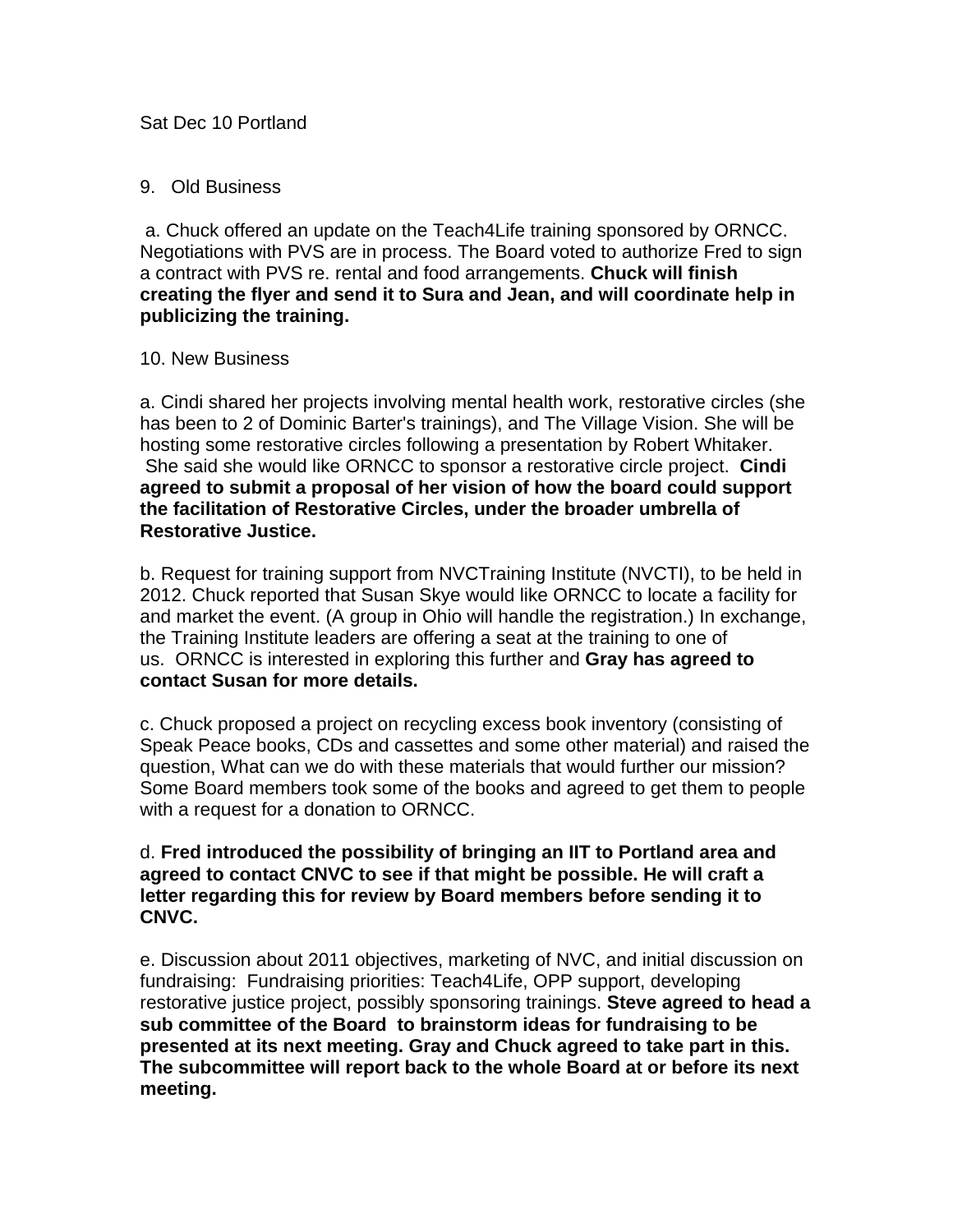Sat Dec 10 Portland

9. Old Business

a. Chuck offered an update on the Teach4Life training sponsored by ORNCC. Negotiations with PVS are in process. The Board voted to authorize Fred to sign a contract with PVS re. rental and food arrangements. **Chuck will finish creating the flyer and send it to Sura and Jean, and will coordinate help in publicizing the training.**

10. New Business

a. Cindi shared her projects involving mental health work, restorative circles (she has been to 2 of Dominic Barter's trainings), and The Village Vision. She will be hosting some restorative circles following a presentation by Robert Whitaker. She said she would like ORNCC to sponsor a restorative circle project. **Cindi agreed to submit a proposal of her vision of how the board could support the facilitation of Restorative Circles, under the broader umbrella of Restorative Justice.**

b. Request for training support from NVCTraining Institute (NVCTI), to be held in 2012. Chuck reported that Susan Skye would like ORNCC to locate a facility for and market the event. (A group in Ohio will handle the registration.) In exchange, the Training Institute leaders are offering a seat at the training to one of us. ORNCC is interested in exploring this further and **Gray has agreed to contact Susan for more details.**

c. Chuck proposed a project on recycling excess book inventory (consisting of Speak Peace books, CDs and cassettes and some other material) and raised the question, What can we do with these materials that would further our mission? Some Board members took some of the books and agreed to get them to people with a request for a donation to ORNCC.

d. **Fred introduced the possibility of bringing an IIT to Portland area and agreed to contact CNVC to see if that might be possible. He will craft a letter regarding this for review by Board members before sending it to CNVC.**

e. Discussion about 2011 objectives, marketing of NVC, and initial discussion on fundraising: Fundraising priorities: Teach4Life, OPP support, developing restorative justice project, possibly sponsoring trainings. **Steve agreed to head a sub committee of the Board to brainstorm ideas for fundraising to be presented at its next meeting. Gray and Chuck agreed to take part in this. The subcommittee will report back to the whole Board at or before its next meeting.**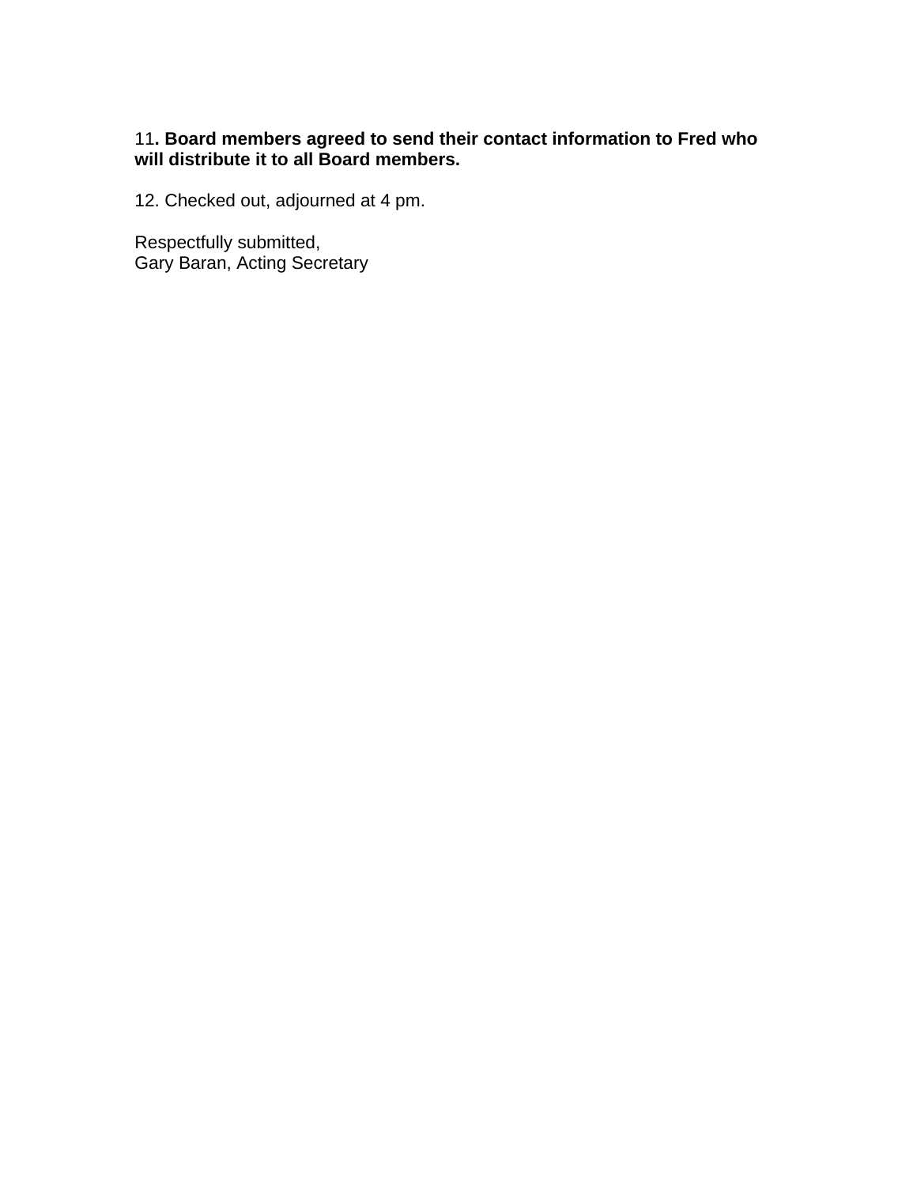11**. Board members agreed to send their contact information to Fred who will distribute it to all Board members.**

12. Checked out, adjourned at 4 pm.

Respectfully submitted,
Gary Baran, Acting Secretary